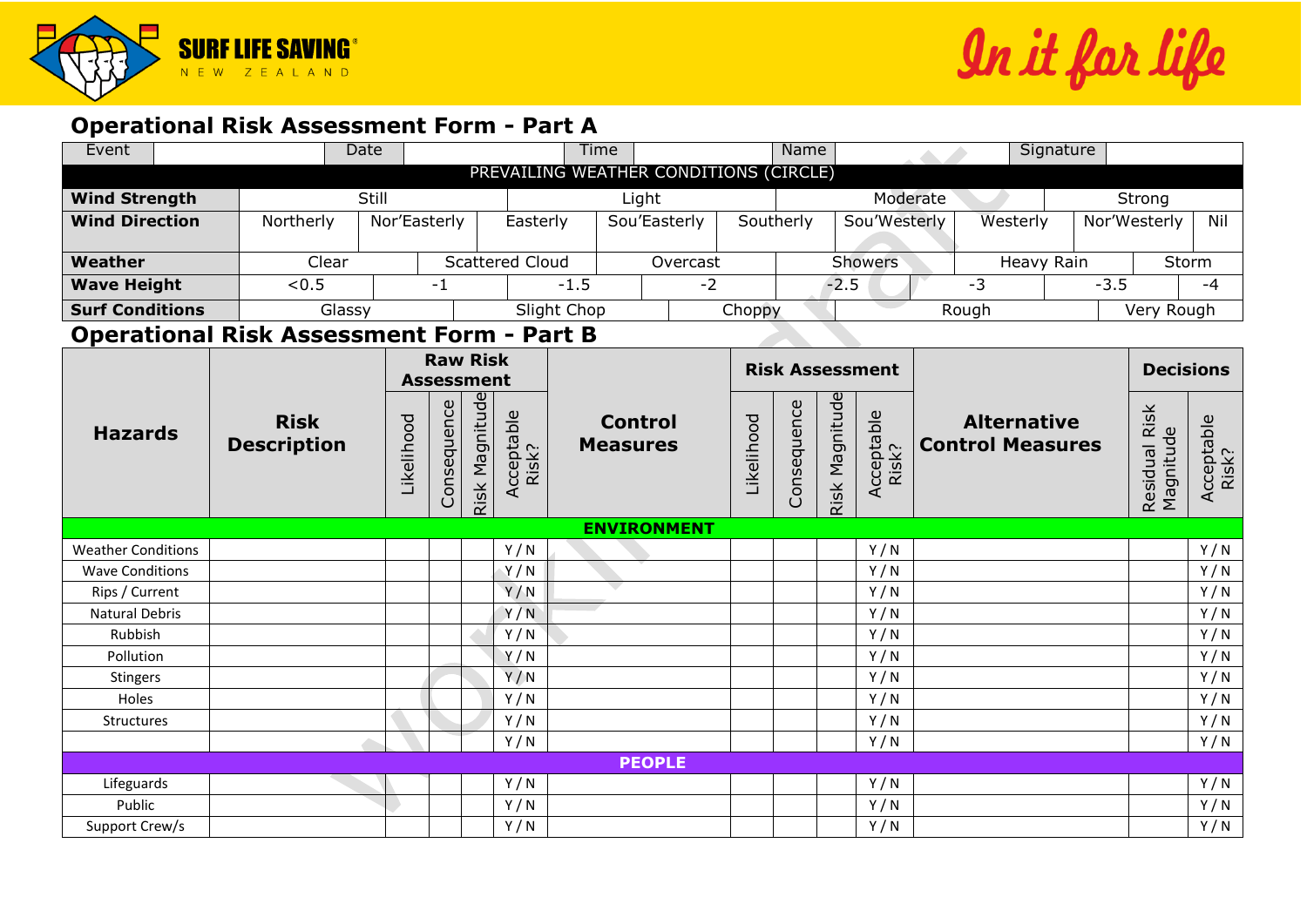SURF LIFE SAVING NEW ZEALAND

In it for life

## Operational Risk Assessment Form - Part A

| Event | | Date | | Time | | Name | | Signature | |
|---|---|---|---|---|---|---|---|---|---|

**PREVAILING WEATHER CONDITIONS (CIRCLE)**

| | | | | | | | | | |
|---|---|---|---|---|---|---|---|---|---|
| **Wind Strength** | Still | Light | Moderate | Strong | | | | | |
| **Wind Direction** | Northerly | Nor'Easterly | Easterly | Sou'Easterly | Southerly | Sou'Westerly | Westerly | Nor'Westerly | Nil |
| **Weather** | Clear | Scattered Cloud | Overcast | Showers | Heavy Rain | Storm | | | |
| **Wave Height** | <0.5 | -1 | -1.5 | -2 | -2.5 | -3 | -3.5 | -4 | |
| **Surf Conditions** | Glassy | Slight Chop | Choppy | Rough | Very Rough | | | | |

## Operational Risk Assessment Form - Part B

| Hazards | Risk Description | Raw Risk Assessment | | | | Control Measures | Risk Assessment | | | | Alternative Control Measures | Decisions | |
|---|---|---|---|---|---|---|---|---|---|---|---|---|---|
| | | Likelihood | Consequence | Risk Magnitude | Acceptable Risk? | | Likelihood | Consequence | Risk Magnitude | Acceptable Risk? | | Residual Risk Magnitude | Acceptable Risk? |
| **ENVIRONMENT** | | | | | | | | | | | | | |
| Weather Conditions | | | | | Y / N | | | | | Y / N | | | Y / N |
| Wave Conditions | | | | | Y / N | | | | | Y / N | | | Y / N |
| Rips / Current | | | | | Y / N | | | | | Y / N | | | Y / N |
| Natural Debris | | | | | Y / N | | | | | Y / N | | | Y / N |
| Rubbish | | | | | Y / N | | | | | Y / N | | | Y / N |
| Pollution | | | | | Y / N | | | | | Y / N | | | Y / N |
| Stingers | | | | | Y / N | | | | | Y / N | | | Y / N |
| Holes | | | | | Y / N | | | | | Y / N | | | Y / N |
| Structures | | | | | Y / N | | | | | Y / N | | | Y / N |
| | | | | | Y / N | | | | | Y / N | | | Y / N |
| **PEOPLE** | | | | | | | | | | | | | |
| Lifeguards | | | | | Y / N | | | | | Y / N | | | Y / N |
| Public | | | | | Y / N | | | | | Y / N | | | Y / N |
| Support Crew/s | | | | | Y / N | | | | | Y / N | | | Y / N |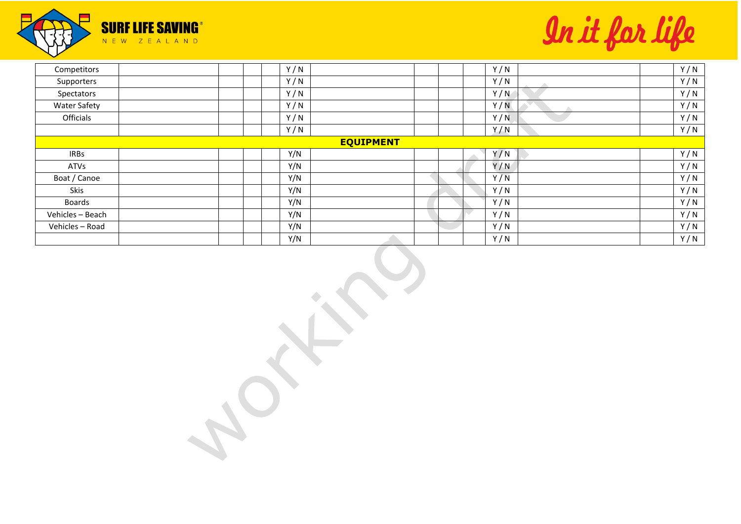| | | | | | | | | | | | | | |
|---|---|---|---|---|---|---|---|---|---|---|---|---|---|
| Competitors | | | | | Y / N | | | | | Y / N | | | Y / N |
| Supporters | | | | | Y / N | | | | | Y / N | | | Y / N |
| Spectators | | | | | Y / N | | | | | Y / N | | | Y / N |
| Water Safety | | | | | Y / N | | | | | Y / N | | | Y / N |
| Officials | | | | | Y / N | | | | | Y / N | | | Y / N |
| | | | | | Y / N | | | | | Y / N | | | Y / N |
| **EQUIPMENT** | | | | | | | | | | | | | |
| IRBs | | | | | Y/N | | | | | Y / N | | | Y / N |
| ATVs | | | | | Y/N | | | | | Y / N | | | Y / N |
| Boat / Canoe | | | | | Y/N | | | | | Y / N | | | Y / N |
| Skis | | | | | Y/N | | | | | Y / N | | | Y / N |
| Boards | | | | | Y/N | | | | | Y / N | | | Y / N |
| Vehicles – Beach | | | | | Y/N | | | | | Y / N | | | Y / N |
| Vehicles – Road | | | | | Y/N | | | | | Y / N | | | Y / N |
| | | | | | Y/N | | | | | Y / N | | | Y / N |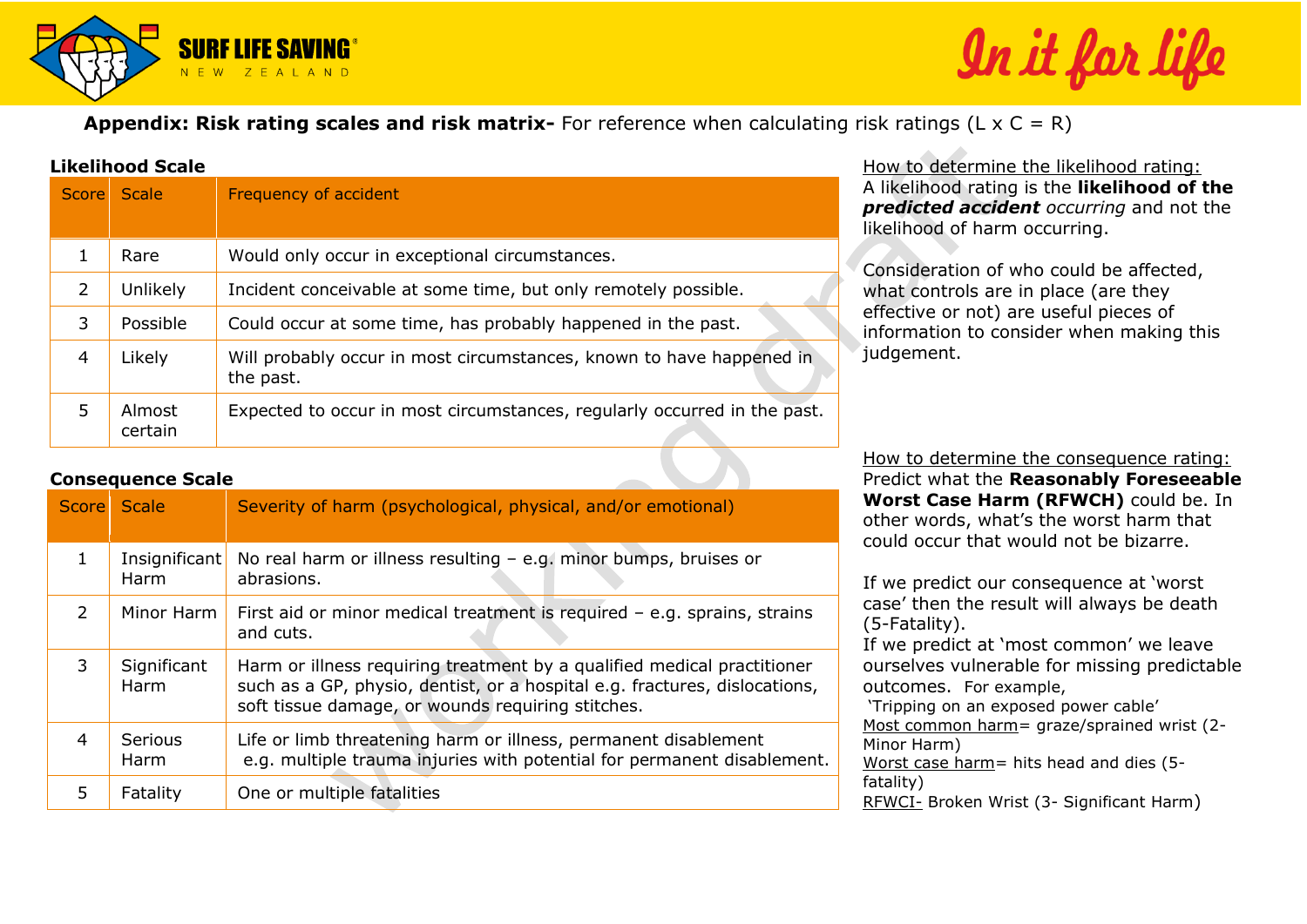**Appendix: Risk rating scales and risk matrix-** For reference when calculating risk ratings (L x C = R)

**Likelihood Scale**

| Score | Scale | Frequency of accident |
|---|---|---|
| 1 | Rare | Would only occur in exceptional circumstances. |
| 2 | Unlikely | Incident conceivable at some time, but only remotely possible. |
| 3 | Possible | Could occur at some time, has probably happened in the past. |
| 4 | Likely | Will probably occur in most circumstances, known to have happened in the past. |
| 5 | Almost certain | Expected to occur in most circumstances, regularly occurred in the past. |

How to determine the likelihood rating:
A likelihood rating is the **likelihood of the *predicted accident*** *occurring* and not the likelihood of harm occurring.

Consideration of who could be affected, what controls are in place (are they effective or not) are useful pieces of information to consider when making this judgement.

**Consequence Scale**

| Score | Scale | Severity of harm (psychological, physical, and/or emotional) |
|---|---|---|
| 1 | Insignificant Harm | No real harm or illness resulting – e.g. minor bumps, bruises or abrasions. |
| 2 | Minor Harm | First aid or minor medical treatment is required – e.g. sprains, strains and cuts. |
| 3 | Significant Harm | Harm or illness requiring treatment by a qualified medical practitioner such as a GP, physio, dentist, or a hospital e.g. fractures, dislocations, soft tissue damage, or wounds requiring stitches. |
| 4 | Serious Harm | Life or limb threatening harm or illness, permanent disablement e.g. multiple trauma injuries with potential for permanent disablement. |
| 5 | Fatality | One or multiple fatalities |

How to determine the consequence rating:
Predict what the **Reasonably Foreseeable Worst Case Harm (RFWCH)** could be. In other words, what's the worst harm that could occur that would not be bizarre.

If we predict our consequence at 'worst case' then the result will always be death (5-Fatality).
If we predict at 'most common' we leave ourselves vulnerable for missing predictable outcomes. For example,
'Tripping on an exposed power cable'
Most common harm= graze/sprained wrist (2-Minor Harm)
Worst case harm= hits head and dies (5-fatality)
RFWCI- Broken Wrist (3- Significant Harm)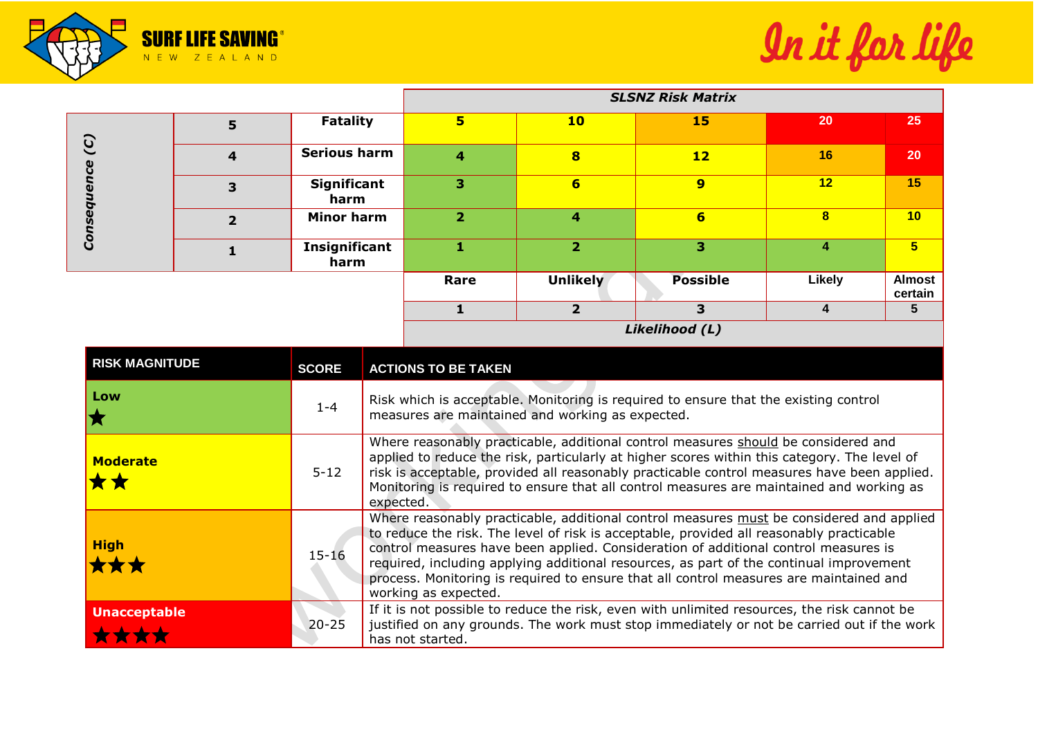SURF LIFE SAVING NEW ZEALAND

In it for life

| Consequence (C) | | | SLSNZ Risk Matrix | | | | |
|---|---|---|---|---|---|---|---|
| | 5 | **Fatality** | 5 | 10 | 15 | 20 | 25 |
| | 4 | **Serious harm** | 4 | 8 | 12 | 16 | 20 |
| | 3 | **Significant harm** | 3 | 6 | 9 | 12 | 15 |
| | 2 | **Minor harm** | 2 | 4 | 6 | 8 | 10 |
| | 1 | **Insignificant harm** | 1 | 2 | 3 | 4 | 5 |
| | | | **Rare** | **Unlikely** | **Possible** | Likely | Almost certain |
| | | | 1 | 2 | 3 | 4 | 5 |
| | | | *Likelihood (L)* | | | | |

| RISK MAGNITUDE | SCORE | ACTIONS TO BE TAKEN |
|---|---|---|
| **Low** ★ | 1-4 | Risk which is acceptable. Monitoring is required to ensure that the existing control measures are maintained and working as expected. |
| **Moderate** ★★ | 5-12 | Where reasonably practicable, additional control measures should be considered and applied to reduce the risk, particularly at higher scores within this category. The level of risk is acceptable, provided all reasonably practicable control measures have been applied. Monitoring is required to ensure that all control measures are maintained and working as expected. |
| **High** ★★★ | 15-16 | Where reasonably practicable, additional control measures must be considered and applied to reduce the risk. The level of risk is acceptable, provided all reasonably practicable control measures have been applied. Consideration of additional control measures is required, including applying additional resources, as part of the continual improvement process. Monitoring is required to ensure that all control measures are maintained and working as expected. |
| **Unacceptable** ★★★★ | 20-25 | If it is not possible to reduce the risk, even with unlimited resources, the risk cannot be justified on any grounds. The work must stop immediately or not be carried out if the work has not started. |